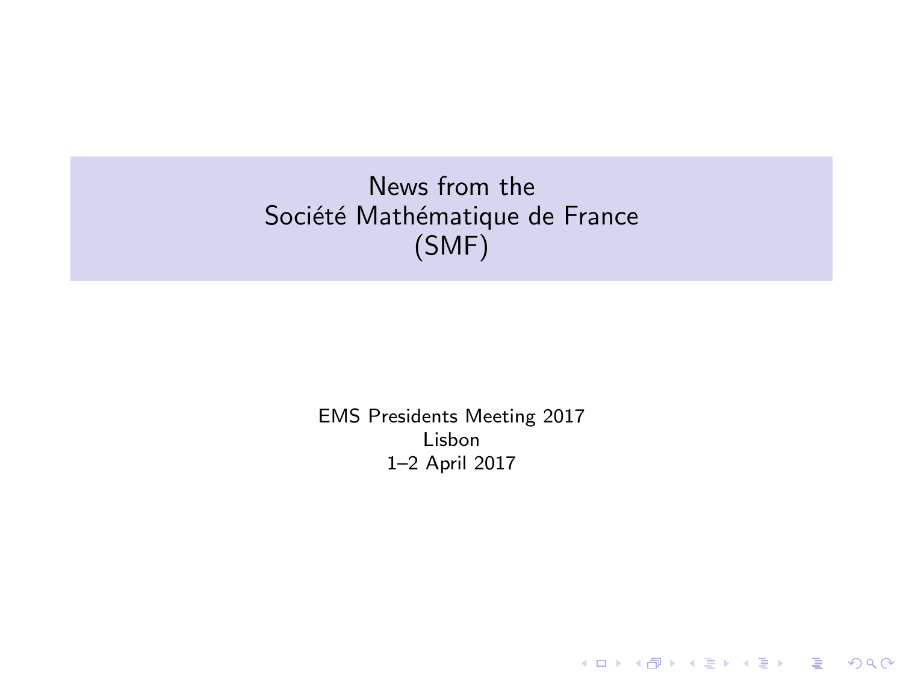# News from the Société Mathématique de France (SMF)

EMS Presidents Meeting 2017
Lisbon
1–2 April 2017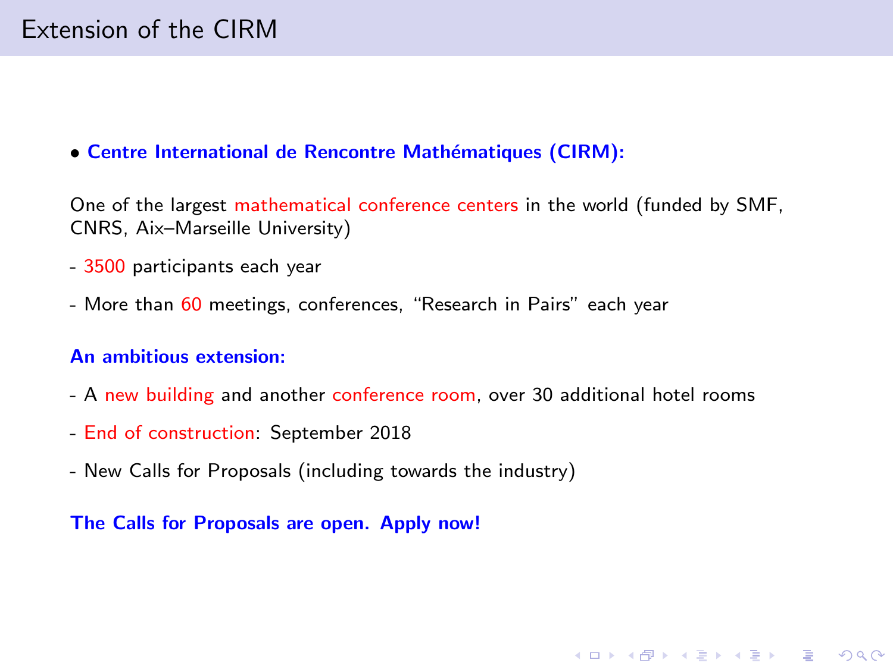# Extension of the CIRM

- **Centre International de Rencontre Mathématiques (CIRM):**

One of the largest mathematical conference centers in the world (funded by SMF, CNRS, Aix–Marseille University)

- 3500 participants each year

- More than 60 meetings, conferences, "Research in Pairs" each year

**An ambitious extension:**

- A new building and another conference room, over 30 additional hotel rooms

- End of construction: September 2018

- New Calls for Proposals (including towards the industry)

**The Calls for Proposals are open. Apply now!**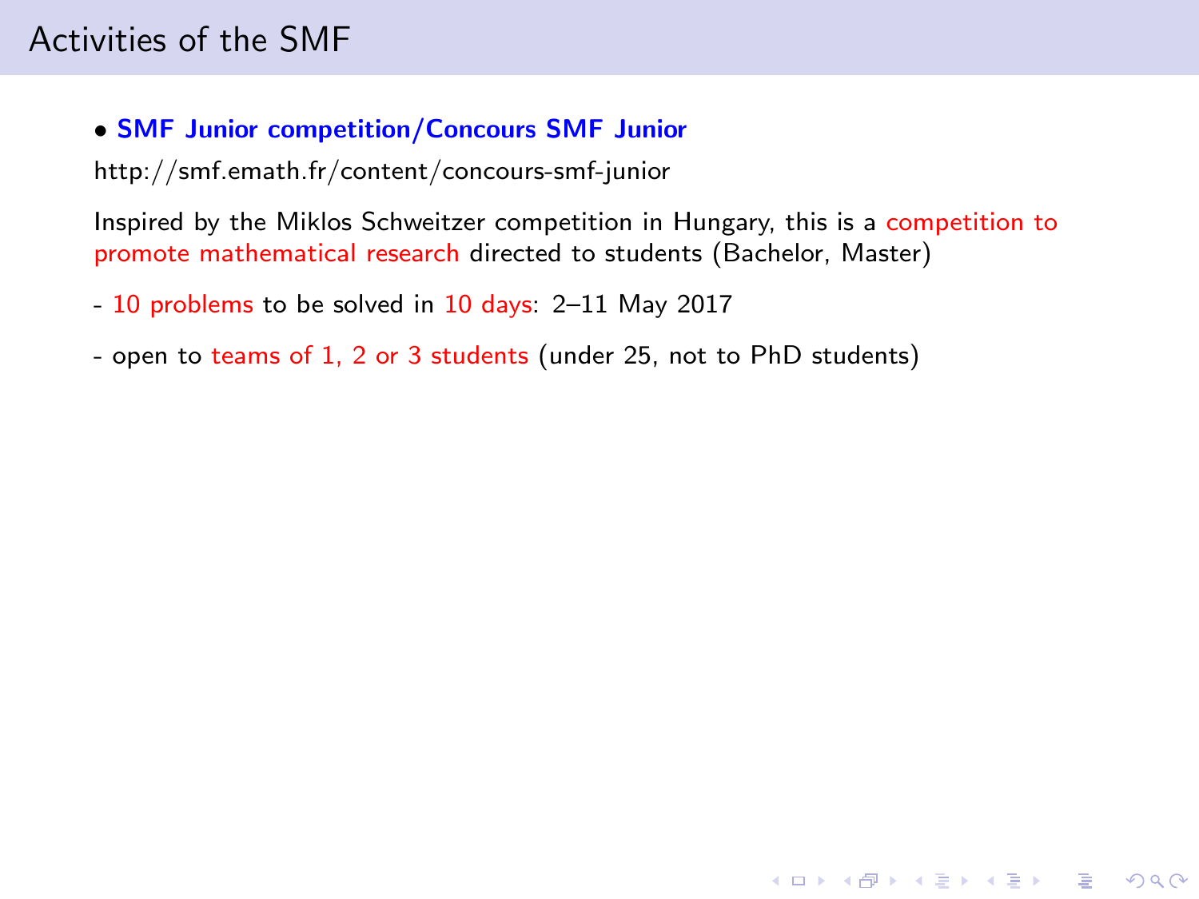## Activities of the SMF

- **SMF Junior competition/Concours SMF Junior**

http://smf.emath.fr/content/concours-smf-junior

Inspired by the Miklos Schweitzer competition in Hungary, this is a competition to promote mathematical research directed to students (Bachelor, Master)

- 10 problems to be solved in 10 days: 2–11 May 2017

- open to teams of 1, 2 or 3 students (under 25, not to PhD students)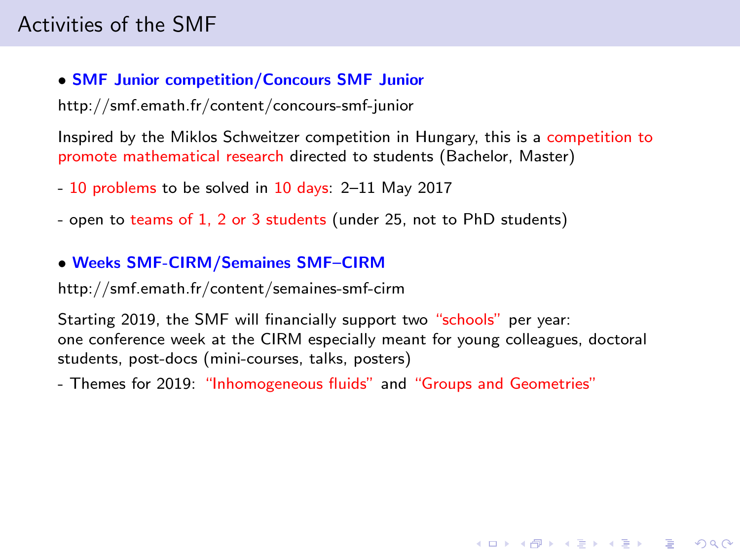# Activities of the SMF

- **SMF Junior competition/Concours SMF Junior**

http://smf.emath.fr/content/concours-smf-junior

Inspired by the Miklos Schweitzer competition in Hungary, this is a competition to promote mathematical research directed to students (Bachelor, Master)

- 10 problems to be solved in 10 days: 2–11 May 2017

- open to teams of 1, 2 or 3 students (under 25, not to PhD students)

- **Weeks SMF-CIRM/Semaines SMF–CIRM**

http://smf.emath.fr/content/semaines-smf-cirm

Starting 2019, the SMF will financially support two "schools" per year:
one conference week at the CIRM especially meant for young colleagues, doctoral students, post-docs (mini-courses, talks, posters)

- Themes for 2019: "Inhomogeneous fluids" and "Groups and Geometries"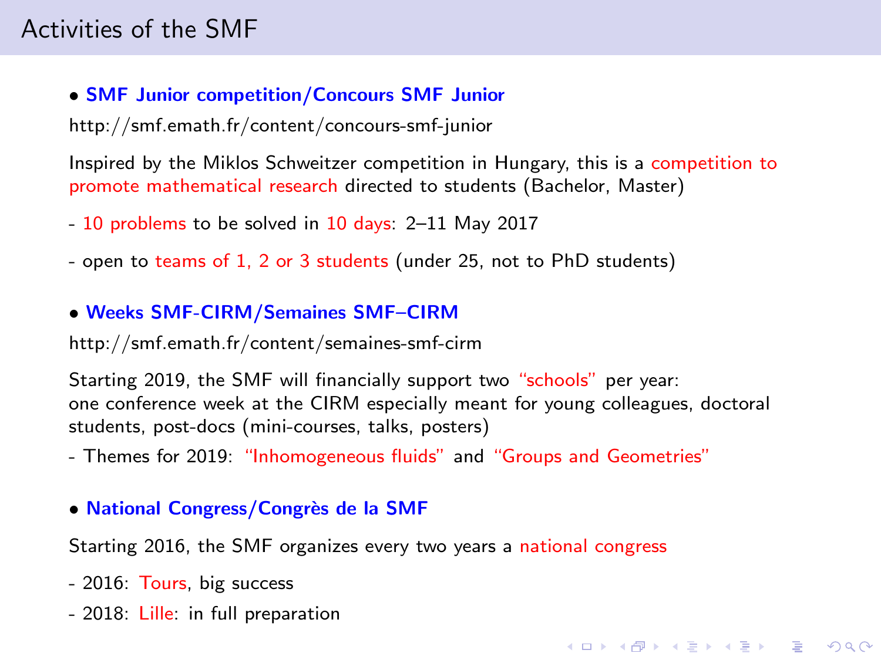# Activities of the SMF

- **SMF Junior competition/Concours SMF Junior**

http://smf.emath.fr/content/concours-smf-junior

Inspired by the Miklos Schweitzer competition in Hungary, this is a competition to promote mathematical research directed to students (Bachelor, Master)

- 10 problems to be solved in 10 days: 2–11 May 2017

- open to teams of 1, 2 or 3 students (under 25, not to PhD students)

- **Weeks SMF-CIRM/Semaines SMF–CIRM**

http://smf.emath.fr/content/semaines-smf-cirm

Starting 2019, the SMF will financially support two "schools" per year:
one conference week at the CIRM especially meant for young colleagues, doctoral students, post-docs (mini-courses, talks, posters)

- Themes for 2019: "Inhomogeneous fluids" and "Groups and Geometries"

- **National Congress/Congrès de la SMF**

Starting 2016, the SMF organizes every two years a national congress

- 2016: Tours, big success

- 2018: Lille: in full preparation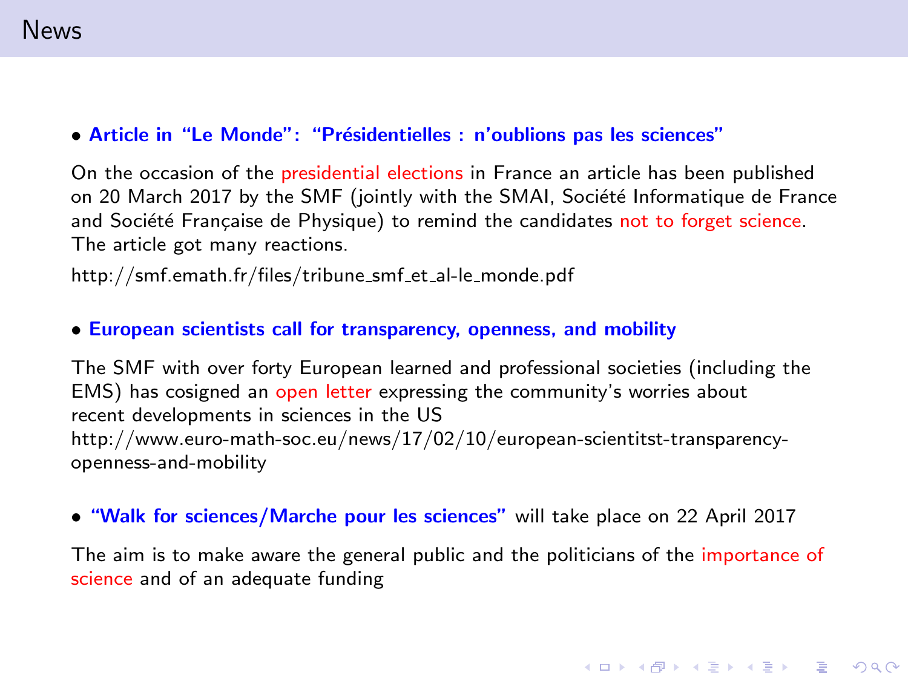# News

- **Article in "Le Monde": "Présidentielles : n'oublions pas les sciences"**

On the occasion of the presidential elections in France an article has been published on 20 March 2017 by the SMF (jointly with the SMAI, Société Informatique de France and Société Française de Physique) to remind the candidates not to forget science. The article got many reactions.

http://smf.emath.fr/files/tribune_smf_et_al-le_monde.pdf

- **European scientists call for transparency, openness, and mobility**

The SMF with over forty European learned and professional societies (including the EMS) has cosigned an open letter expressing the community's worries about recent developments in sciences in the US
http://www.euro-math-soc.eu/news/17/02/10/european-scientitst-transparency-openness-and-mobility

- **"Walk for sciences/Marche pour les sciences"** will take place on 22 April 2017

The aim is to make aware the general public and the politicians of the importance of science and of an adequate funding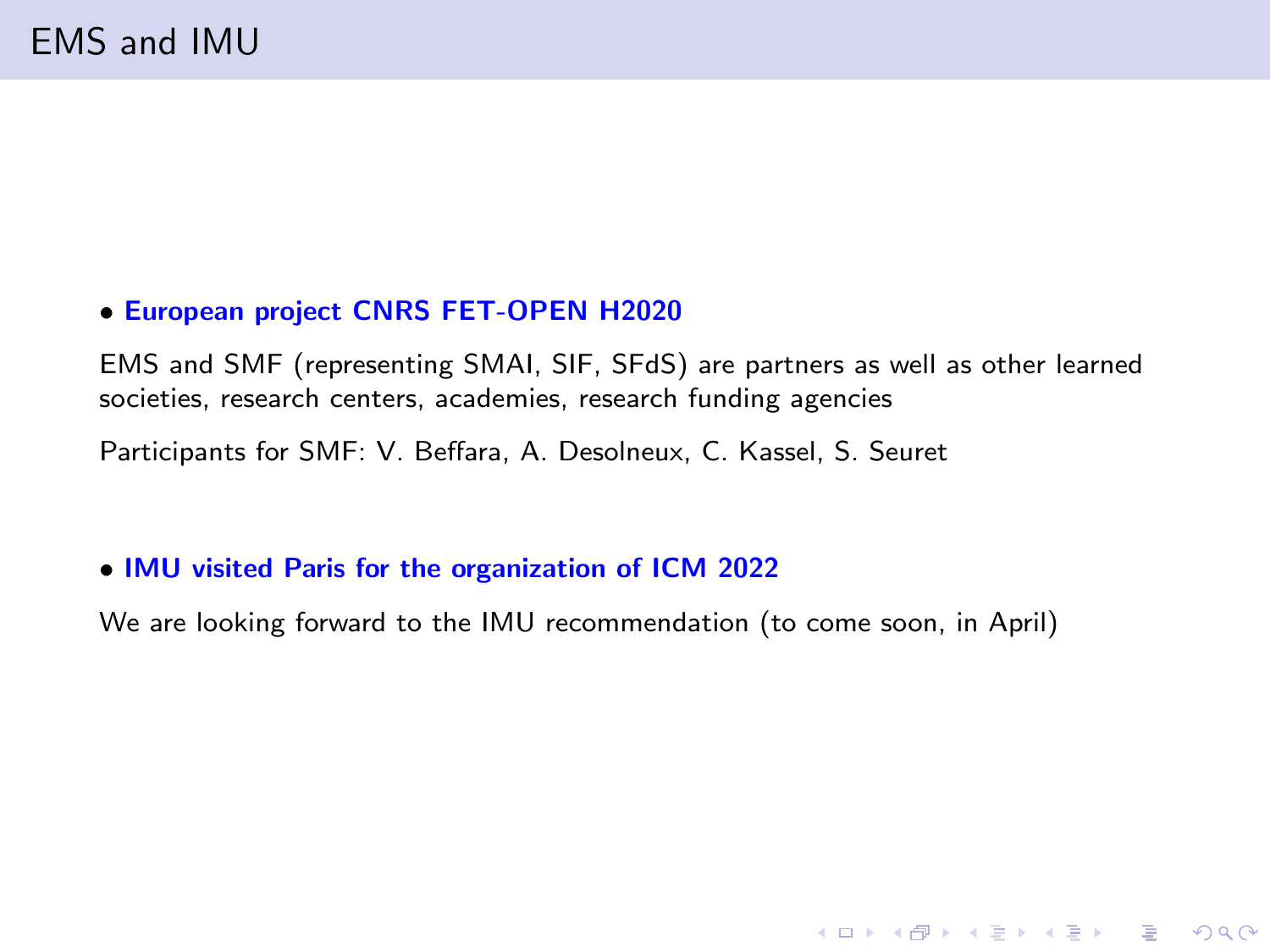# EMS and IMU

- **European project CNRS FET-OPEN H2020**

EMS and SMF (representing SMAI, SIF, SFdS) are partners as well as other learned societies, research centers, academies, research funding agencies

Participants for SMF: V. Beffara, A. Desolneux, C. Kassel, S. Seuret

- **IMU visited Paris for the organization of ICM 2022**

We are looking forward to the IMU recommendation (to come soon, in April)